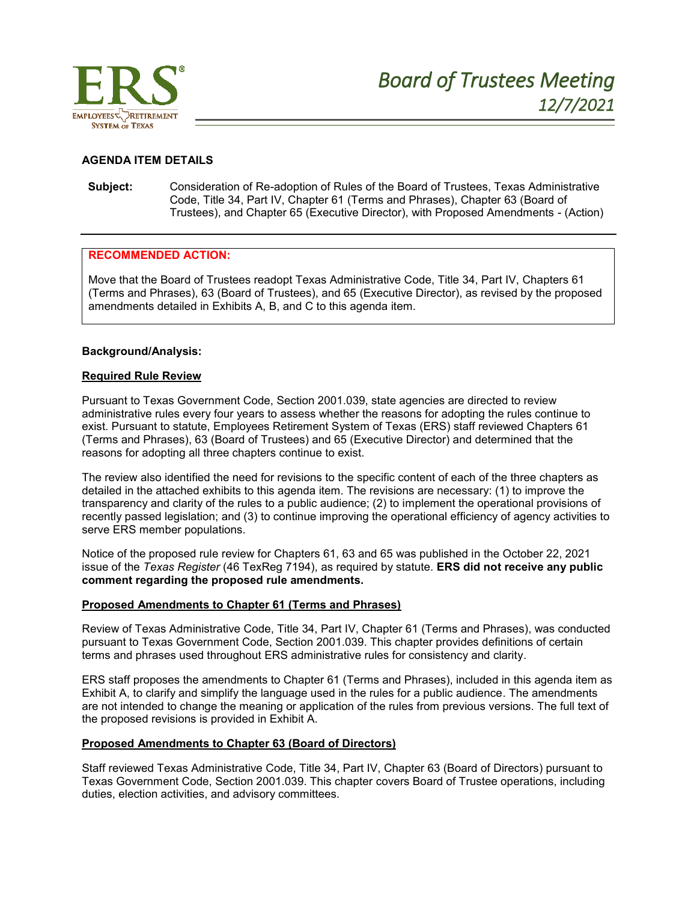# Board of Trustees Meeting
## 12/7/2021

**AGENDA ITEM DETAILS**

**Subject:** Consideration of Re-adoption of Rules of the Board of Trustees, Texas Administrative Code, Title 34, Part IV, Chapter 61 (Terms and Phrases), Chapter 63 (Board of Trustees), and Chapter 65 (Executive Director), with Proposed Amendments - (Action)

**RECOMMENDED ACTION:**

Move that the Board of Trustees readopt Texas Administrative Code, Title 34, Part IV, Chapters 61 (Terms and Phrases), 63 (Board of Trustees), and 65 (Executive Director), as revised by the proposed amendments detailed in Exhibits A, B, and C to this agenda item.

**Background/Analysis:**

**Required Rule Review**

Pursuant to Texas Government Code, Section 2001.039, state agencies are directed to review administrative rules every four years to assess whether the reasons for adopting the rules continue to exist. Pursuant to statute, Employees Retirement System of Texas (ERS) staff reviewed Chapters 61 (Terms and Phrases), 63 (Board of Trustees) and 65 (Executive Director) and determined that the reasons for adopting all three chapters continue to exist.

The review also identified the need for revisions to the specific content of each of the three chapters as detailed in the attached exhibits to this agenda item. The revisions are necessary: (1) to improve the transparency and clarity of the rules to a public audience; (2) to implement the operational provisions of recently passed legislation; and (3) to continue improving the operational efficiency of agency activities to serve ERS member populations.

Notice of the proposed rule review for Chapters 61, 63 and 65 was published in the October 22, 2021 issue of the *Texas Register* (46 TexReg 7194), as required by statute. **ERS did not receive any public comment regarding the proposed rule amendments.**

**Proposed Amendments to Chapter 61 (Terms and Phrases)**

Review of Texas Administrative Code, Title 34, Part IV, Chapter 61 (Terms and Phrases), was conducted pursuant to Texas Government Code, Section 2001.039. This chapter provides definitions of certain terms and phrases used throughout ERS administrative rules for consistency and clarity.

ERS staff proposes the amendments to Chapter 61 (Terms and Phrases), included in this agenda item as Exhibit A, to clarify and simplify the language used in the rules for a public audience. The amendments are not intended to change the meaning or application of the rules from previous versions. The full text of the proposed revisions is provided in Exhibit A.

**Proposed Amendments to Chapter 63 (Board of Directors)**

Staff reviewed Texas Administrative Code, Title 34, Part IV, Chapter 63 (Board of Directors) pursuant to Texas Government Code, Section 2001.039. This chapter covers Board of Trustee operations, including duties, election activities, and advisory committees.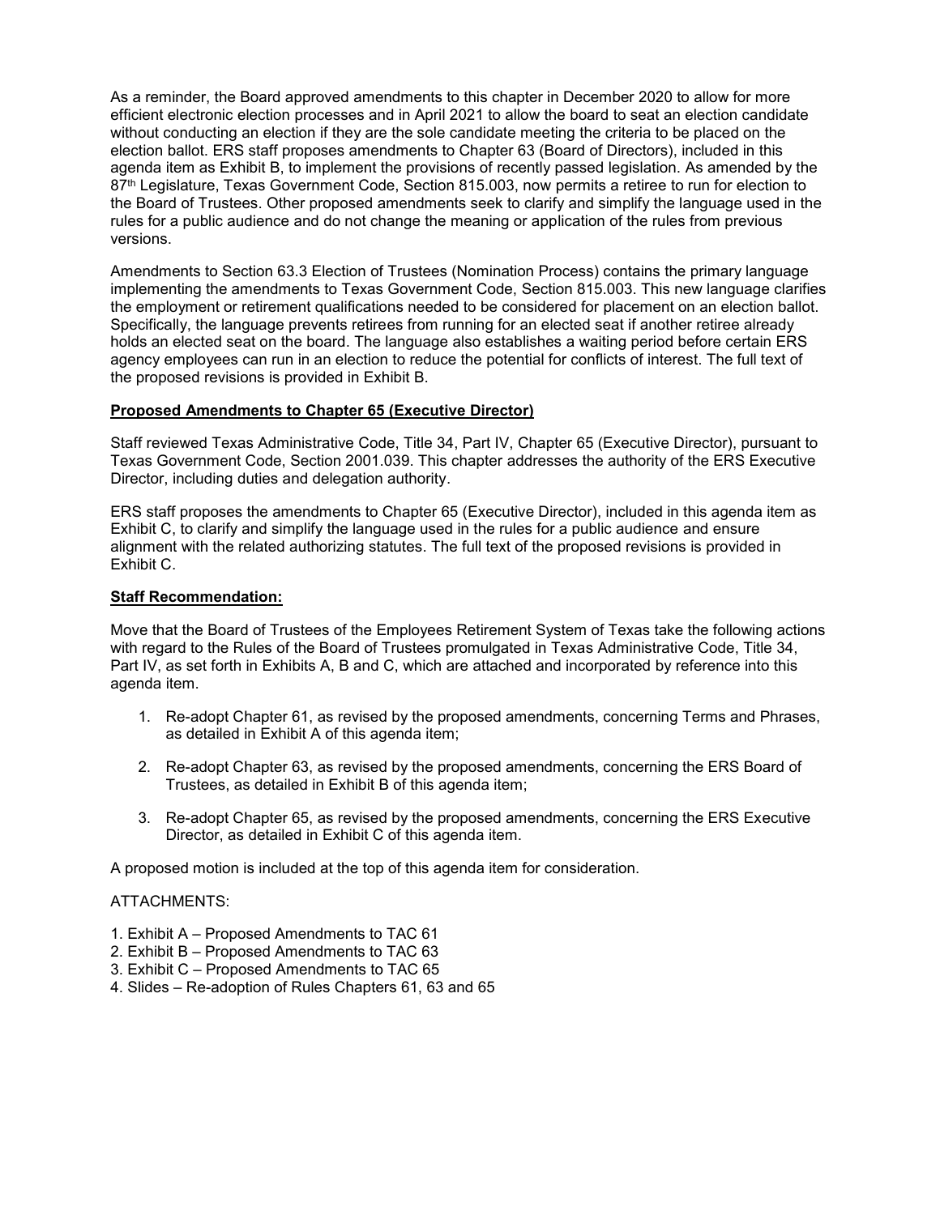As a reminder, the Board approved amendments to this chapter in December 2020 to allow for more efficient electronic election processes and in April 2021 to allow the board to seat an election candidate without conducting an election if they are the sole candidate meeting the criteria to be placed on the election ballot. ERS staff proposes amendments to Chapter 63 (Board of Directors), included in this agenda item as Exhibit B, to implement the provisions of recently passed legislation. As amended by the 87th Legislature, Texas Government Code, Section 815.003, now permits a retiree to run for election to the Board of Trustees. Other proposed amendments seek to clarify and simplify the language used in the rules for a public audience and do not change the meaning or application of the rules from previous versions.

Amendments to Section 63.3 Election of Trustees (Nomination Process) contains the primary language implementing the amendments to Texas Government Code, Section 815.003. This new language clarifies the employment or retirement qualifications needed to be considered for placement on an election ballot. Specifically, the language prevents retirees from running for an elected seat if another retiree already holds an elected seat on the board. The language also establishes a waiting period before certain ERS agency employees can run in an election to reduce the potential for conflicts of interest. The full text of the proposed revisions is provided in Exhibit B.

**Proposed Amendments to Chapter 65 (Executive Director)**

Staff reviewed Texas Administrative Code, Title 34, Part IV, Chapter 65 (Executive Director), pursuant to Texas Government Code, Section 2001.039. This chapter addresses the authority of the ERS Executive Director, including duties and delegation authority.

ERS staff proposes the amendments to Chapter 65 (Executive Director), included in this agenda item as Exhibit C, to clarify and simplify the language used in the rules for a public audience and ensure alignment with the related authorizing statutes. The full text of the proposed revisions is provided in Exhibit C.

**Staff Recommendation:**

Move that the Board of Trustees of the Employees Retirement System of Texas take the following actions with regard to the Rules of the Board of Trustees promulgated in Texas Administrative Code, Title 34, Part IV, as set forth in Exhibits A, B and C, which are attached and incorporated by reference into this agenda item.

1. Re-adopt Chapter 61, as revised by the proposed amendments, concerning Terms and Phrases, as detailed in Exhibit A of this agenda item;

2. Re-adopt Chapter 63, as revised by the proposed amendments, concerning the ERS Board of Trustees, as detailed in Exhibit B of this agenda item;

3. Re-adopt Chapter 65, as revised by the proposed amendments, concerning the ERS Executive Director, as detailed in Exhibit C of this agenda item.

A proposed motion is included at the top of this agenda item for consideration.

ATTACHMENTS:

1. Exhibit A – Proposed Amendments to TAC 61
2. Exhibit B – Proposed Amendments to TAC 63
3. Exhibit C – Proposed Amendments to TAC 65
4. Slides – Re-adoption of Rules Chapters 61, 63 and 65